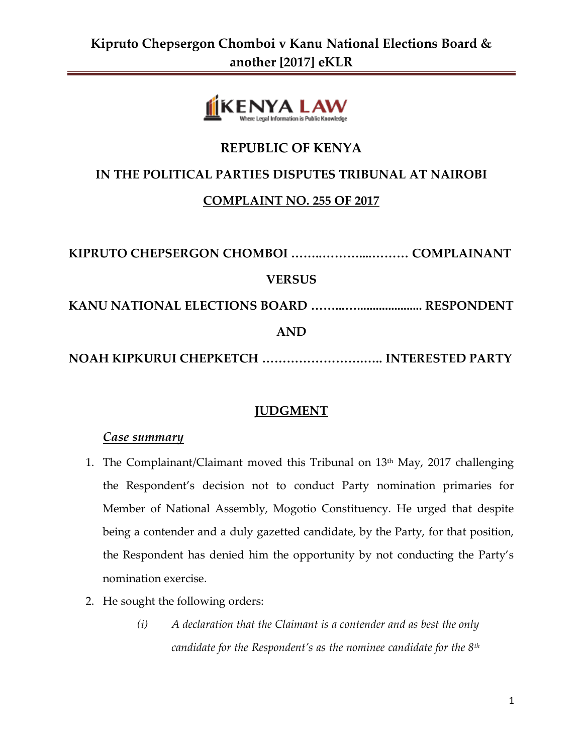# REPUBLIC OF KENYA

## IN THE POLITICAL PARTIES DISPUTES TRIBUNAL AT NAIROBI

## COMPLAINT NO. 255 OF 2017

**KIPRUTO CHEPSERGON CHOMBOI ……..………....……… COMPLAINANT**

**VERSUS**

**KANU NATIONAL ELECTIONS BOARD ……...…..................... RESPONDENT**

**AND**

**NOAH KIPKURUI CHEPKETCH ……………………….. INTERESTED PARTY**

## JUDGMENT

### *Case summary*

1. The Complainant/Claimant moved this Tribunal on 13th May, 2017 challenging the Respondent's decision not to conduct Party nomination primaries for Member of National Assembly, Mogotio Constituency. He urged that despite being a contender and a duly gazetted candidate, by the Party, for that position, the Respondent has denied him the opportunity by not conducting the Party's nomination exercise.
2. He sought the following orders:
   (i) *A declaration that the Claimant is a contender and as best the only candidate for the Respondent's as the nominee candidate for the 8th*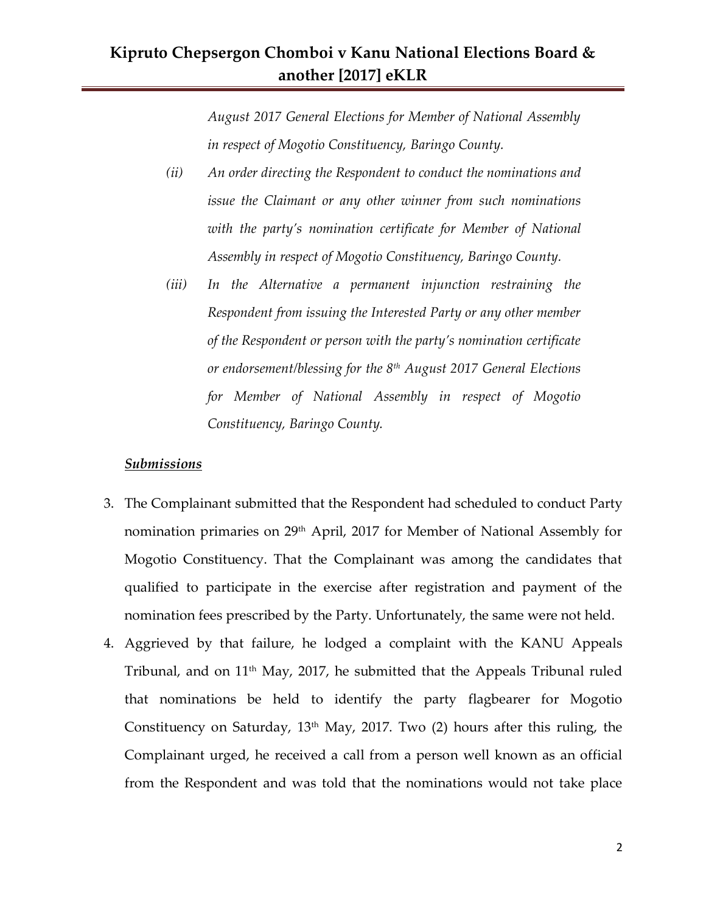*August 2017 General Elections for Member of National Assembly in respect of Mogotio Constituency, Baringo County.*

*(ii) An order directing the Respondent to conduct the nominations and issue the Claimant or any other winner from such nominations with the party's nomination certificate for Member of National Assembly in respect of Mogotio Constituency, Baringo County.*

*(iii) In the Alternative a permanent injunction restraining the Respondent from issuing the Interested Party or any other member of the Respondent or person with the party's nomination certificate or endorsement/blessing for the 8th August 2017 General Elections for Member of National Assembly in respect of Mogotio Constituency, Baringo County.*

***Submissions***

3. The Complainant submitted that the Respondent had scheduled to conduct Party nomination primaries on 29th April, 2017 for Member of National Assembly for Mogotio Constituency. That the Complainant was among the candidates that qualified to participate in the exercise after registration and payment of the nomination fees prescribed by the Party. Unfortunately, the same were not held.

4. Aggrieved by that failure, he lodged a complaint with the KANU Appeals Tribunal, and on 11th May, 2017, he submitted that the Appeals Tribunal ruled that nominations be held to identify the party flagbearer for Mogotio Constituency on Saturday, 13th May, 2017. Two (2) hours after this ruling, the Complainant urged, he received a call from a person well known as an official from the Respondent and was told that the nominations would not take place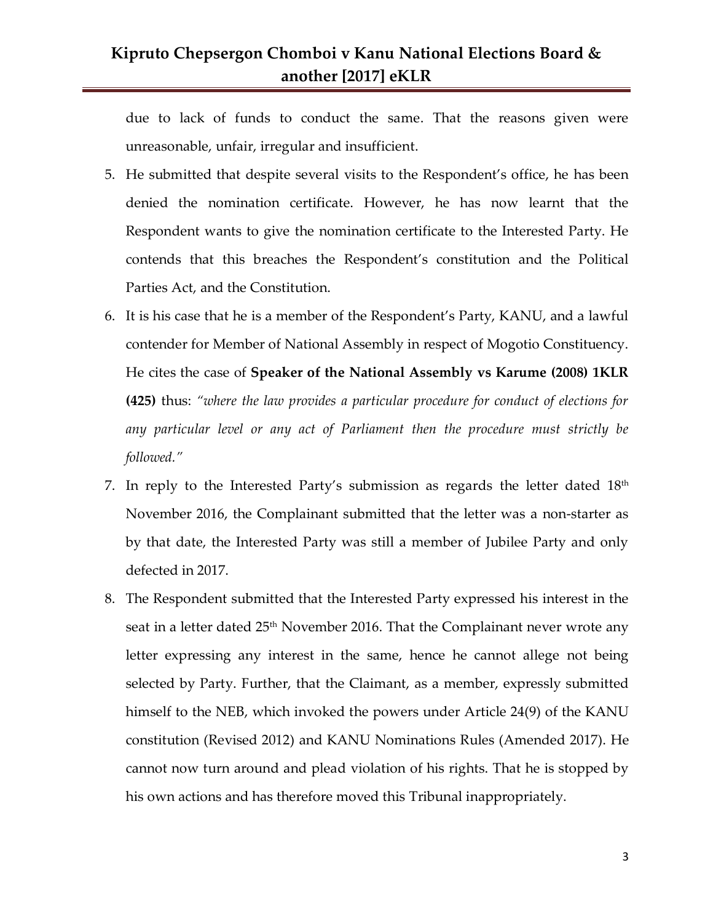due to lack of funds to conduct the same. That the reasons given were unreasonable, unfair, irregular and insufficient.

5. He submitted that despite several visits to the Respondent's office, he has been denied the nomination certificate. However, he has now learnt that the Respondent wants to give the nomination certificate to the Interested Party. He contends that this breaches the Respondent's constitution and the Political Parties Act, and the Constitution.
6. It is his case that he is a member of the Respondent's Party, KANU, and a lawful contender for Member of National Assembly in respect of Mogotio Constituency. He cites the case of **Speaker of the National Assembly vs Karume (2008) 1KLR (425)** thus: *"where the law provides a particular procedure for conduct of elections for any particular level or any act of Parliament then the procedure must strictly be followed."*
7. In reply to the Interested Party's submission as regards the letter dated 18th November 2016, the Complainant submitted that the letter was a non-starter as by that date, the Interested Party was still a member of Jubilee Party and only defected in 2017.
8. The Respondent submitted that the Interested Party expressed his interest in the seat in a letter dated 25th November 2016. That the Complainant never wrote any letter expressing any interest in the same, hence he cannot allege not being selected by Party. Further, that the Claimant, as a member, expressly submitted himself to the NEB, which invoked the powers under Article 24(9) of the KANU constitution (Revised 2012) and KANU Nominations Rules (Amended 2017). He cannot now turn around and plead violation of his rights. That he is stopped by his own actions and has therefore moved this Tribunal inappropriately.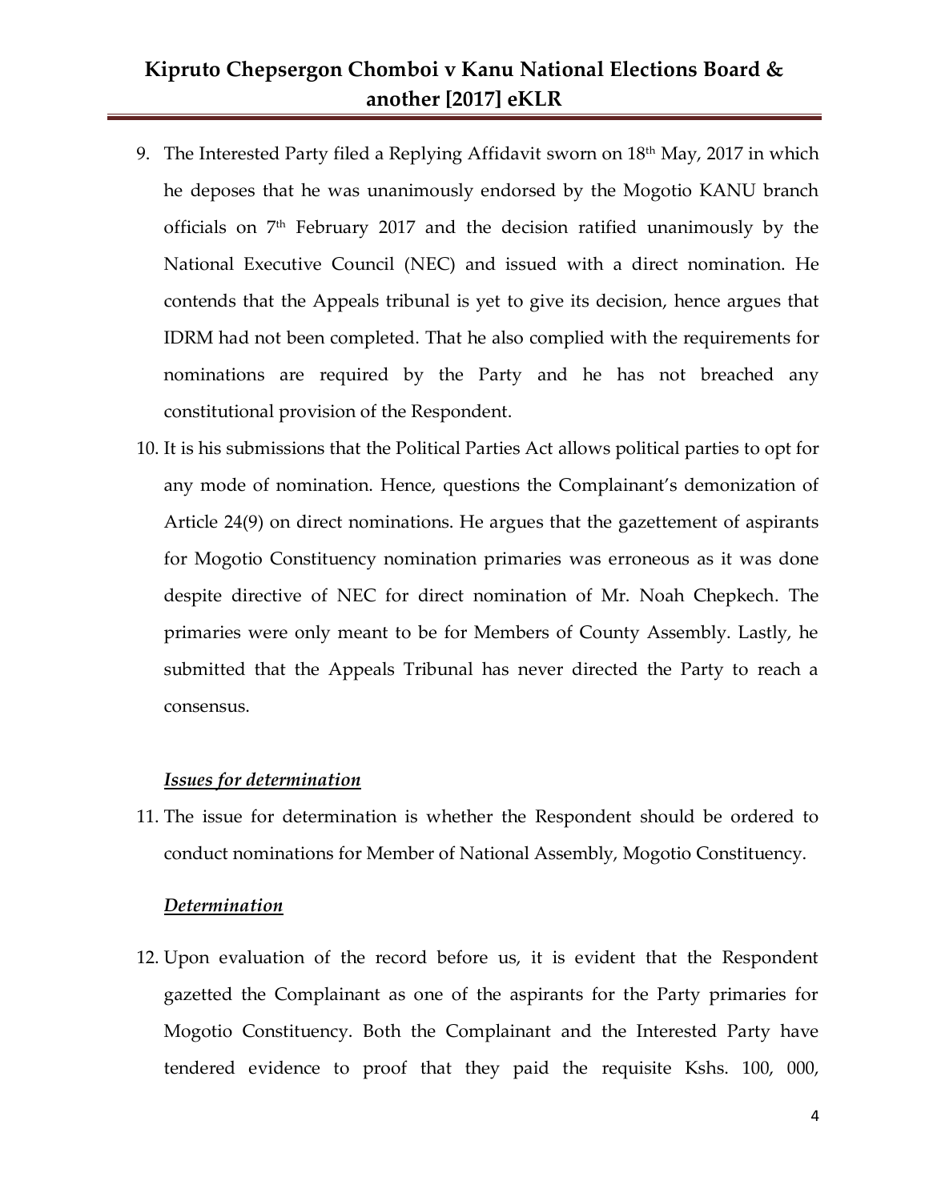9. The Interested Party filed a Replying Affidavit sworn on 18th May, 2017 in which he deposes that he was unanimously endorsed by the Mogotio KANU branch officials on 7th February 2017 and the decision ratified unanimously by the National Executive Council (NEC) and issued with a direct nomination. He contends that the Appeals tribunal is yet to give its decision, hence argues that IDRM had not been completed. That he also complied with the requirements for nominations are required by the Party and he has not breached any constitutional provision of the Respondent.

10. It is his submissions that the Political Parties Act allows political parties to opt for any mode of nomination. Hence, questions the Complainant's demonization of Article 24(9) on direct nominations. He argues that the gazettement of aspirants for Mogotio Constituency nomination primaries was erroneous as it was done despite directive of NEC for direct nomination of Mr. Noah Chepkech. The primaries were only meant to be for Members of County Assembly. Lastly, he submitted that the Appeals Tribunal has never directed the Party to reach a consensus.

***Issues for determination***

11. The issue for determination is whether the Respondent should be ordered to conduct nominations for Member of National Assembly, Mogotio Constituency.

***Determination***

12. Upon evaluation of the record before us, it is evident that the Respondent gazetted the Complainant as one of the aspirants for the Party primaries for Mogotio Constituency. Both the Complainant and the Interested Party have tendered evidence to proof that they paid the requisite Kshs. 100, 000,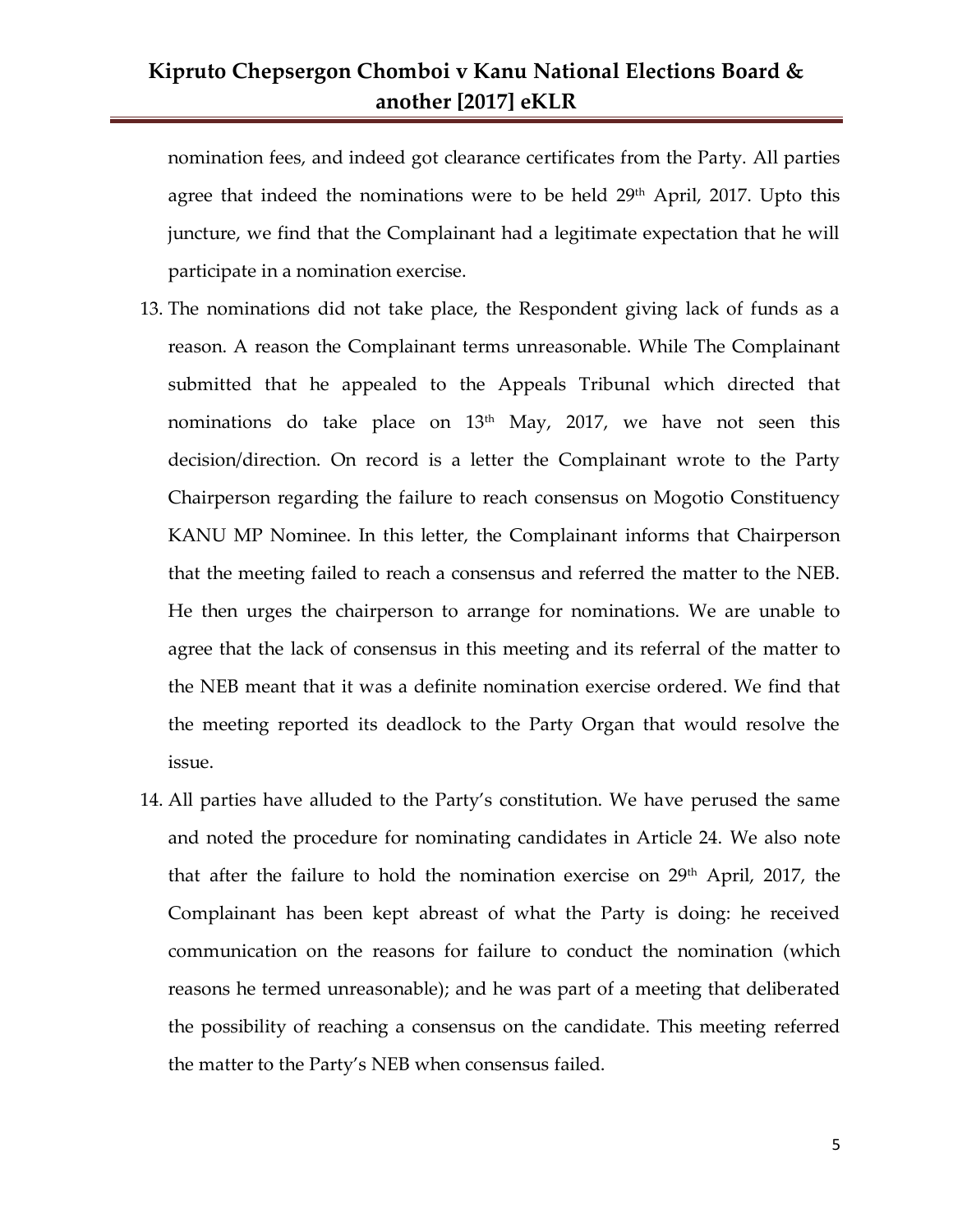nomination fees, and indeed got clearance certificates from the Party. All parties agree that indeed the nominations were to be held 29th April, 2017. Upto this juncture, we find that the Complainant had a legitimate expectation that he will participate in a nomination exercise.

13. The nominations did not take place, the Respondent giving lack of funds as a reason. A reason the Complainant terms unreasonable. While The Complainant submitted that he appealed to the Appeals Tribunal which directed that nominations do take place on 13th May, 2017, we have not seen this decision/direction. On record is a letter the Complainant wrote to the Party Chairperson regarding the failure to reach consensus on Mogotio Constituency KANU MP Nominee. In this letter, the Complainant informs that Chairperson that the meeting failed to reach a consensus and referred the matter to the NEB. He then urges the chairperson to arrange for nominations. We are unable to agree that the lack of consensus in this meeting and its referral of the matter to the NEB meant that it was a definite nomination exercise ordered. We find that the meeting reported its deadlock to the Party Organ that would resolve the issue.

14. All parties have alluded to the Party's constitution. We have perused the same and noted the procedure for nominating candidates in Article 24. We also note that after the failure to hold the nomination exercise on 29th April, 2017, the Complainant has been kept abreast of what the Party is doing: he received communication on the reasons for failure to conduct the nomination (which reasons he termed unreasonable); and he was part of a meeting that deliberated the possibility of reaching a consensus on the candidate. This meeting referred the matter to the Party's NEB when consensus failed.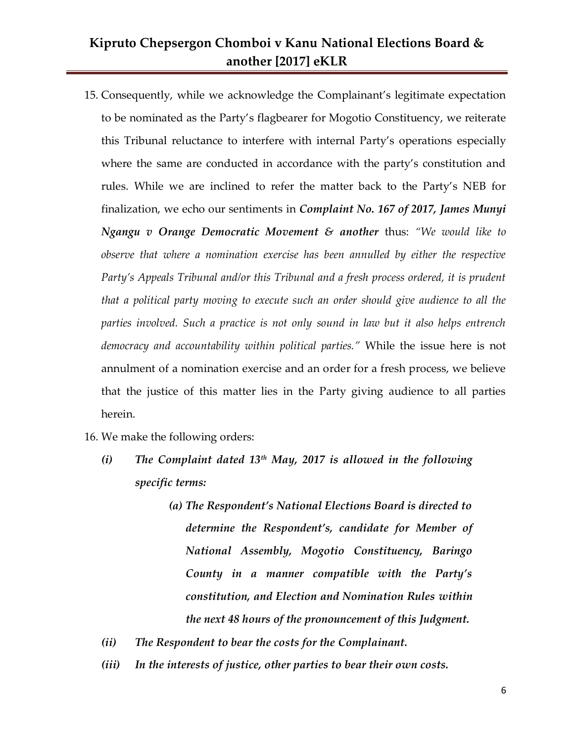15. Consequently, while we acknowledge the Complainant's legitimate expectation to be nominated as the Party's flagbearer for Mogotio Constituency, we reiterate this Tribunal reluctance to interfere with internal Party's operations especially where the same are conducted in accordance with the party's constitution and rules. While we are inclined to refer the matter back to the Party's NEB for finalization, we echo our sentiments in ***Complaint No. 167 of 2017, James Munyi Ngangu v Orange Democratic Movement & another*** thus: *"We would like to observe that where a nomination exercise has been annulled by either the respective Party's Appeals Tribunal and/or this Tribunal and a fresh process ordered, it is prudent that a political party moving to execute such an order should give audience to all the parties involved. Such a practice is not only sound in law but it also helps entrench democracy and accountability within political parties."* While the issue here is not annulment of a nomination exercise and an order for a fresh process, we believe that the justice of this matter lies in the Party giving audience to all parties herein.

16. We make the following orders:

    ***(i) The Complaint dated 13th May, 2017 is allowed in the following specific terms:***

    ***(a) The Respondent's National Elections Board is directed to determine the Respondent's, candidate for Member of National Assembly, Mogotio Constituency, Baringo County in a manner compatible with the Party's constitution, and Election and Nomination Rules within the next 48 hours of the pronouncement of this Judgment.***

    ***(ii) The Respondent to bear the costs for the Complainant.***

    ***(iii) In the interests of justice, other parties to bear their own costs.***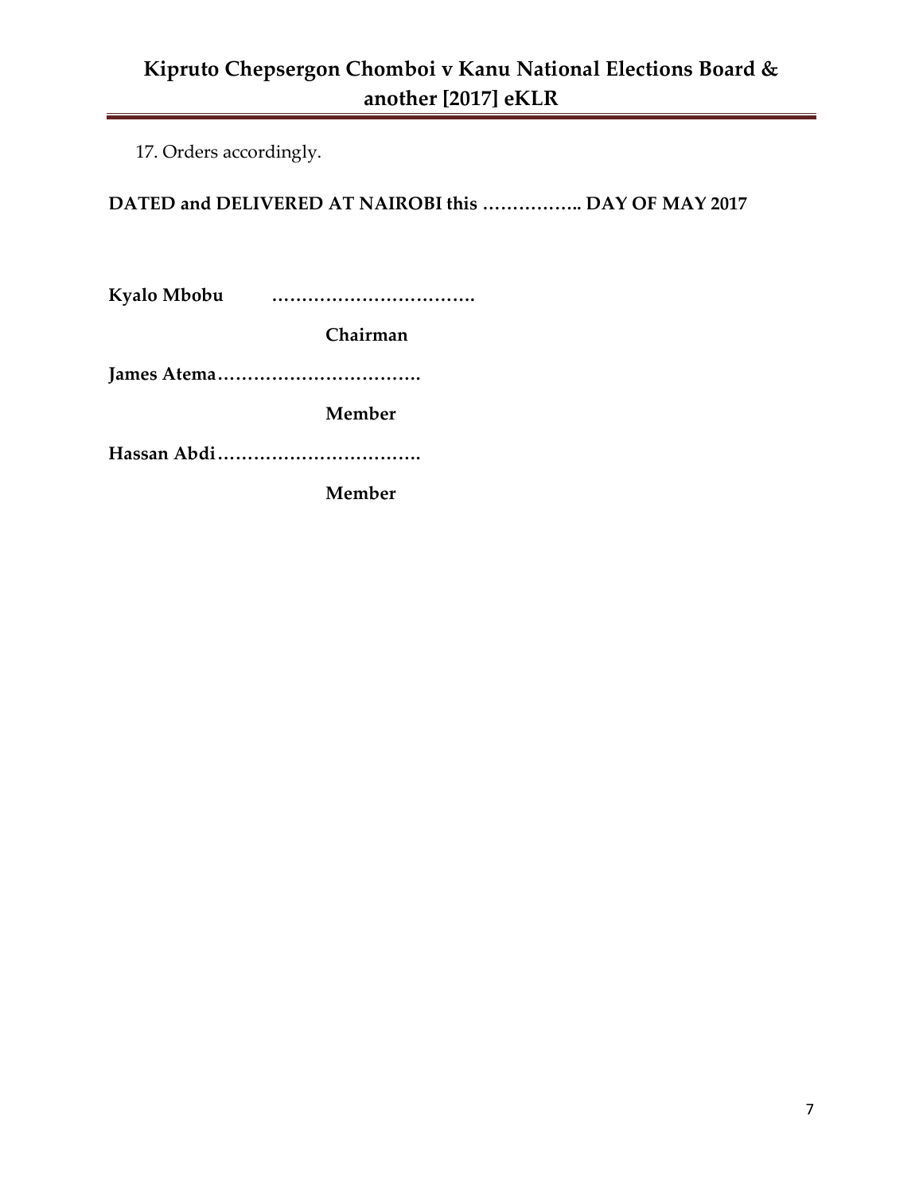17. Orders accordingly.

**DATED and DELIVERED AT NAIROBI this …………….. DAY OF MAY 2017**

**Kyalo Mbobu …………………………….**

**Chairman**

**James Atema…………………………….**

**Member**

**Hassan Abdi…………………………….**

**Member**